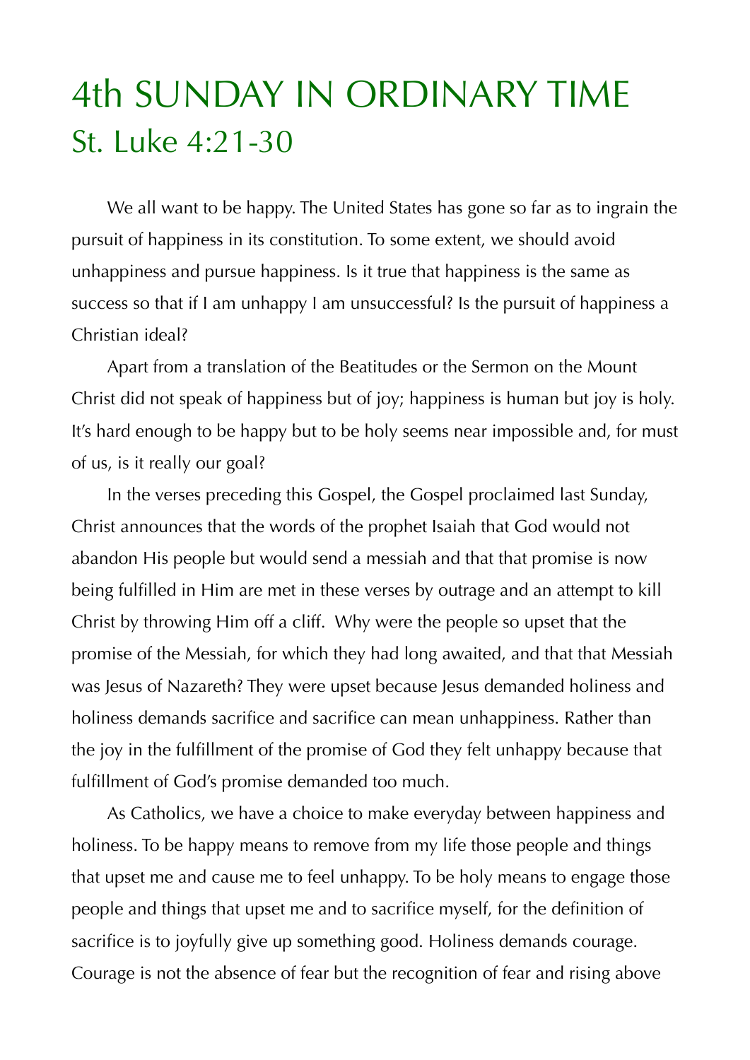# 4th SUNDAY IN ORDINARY TIME
## St. Luke 4:21-30

We all want to be happy. The United States has gone so far as to ingrain the pursuit of happiness in its constitution. To some extent, we should avoid unhappiness and pursue happiness. Is it true that happiness is the same as success so that if I am unhappy I am unsuccessful? Is the pursuit of happiness a Christian ideal?

Apart from a translation of the Beatitudes or the Sermon on the Mount Christ did not speak of happiness but of joy; happiness is human but joy is holy. It's hard enough to be happy but to be holy seems near impossible and, for must of us, is it really our goal?

In the verses preceding this Gospel, the Gospel proclaimed last Sunday, Christ announces that the words of the prophet Isaiah that God would not abandon His people but would send a messiah and that that promise is now being fulfilled in Him are met in these verses by outrage and an attempt to kill Christ by throwing Him off a cliff. Why were the people so upset that the promise of the Messiah, for which they had long awaited, and that that Messiah was Jesus of Nazareth? They were upset because Jesus demanded holiness and holiness demands sacrifice and sacrifice can mean unhappiness. Rather than the joy in the fulfillment of the promise of God they felt unhappy because that fulfillment of God's promise demanded too much.

As Catholics, we have a choice to make everyday between happiness and holiness. To be happy means to remove from my life those people and things that upset me and cause me to feel unhappy. To be holy means to engage those people and things that upset me and to sacrifice myself, for the definition of sacrifice is to joyfully give up something good. Holiness demands courage. Courage is not the absence of fear but the recognition of fear and rising above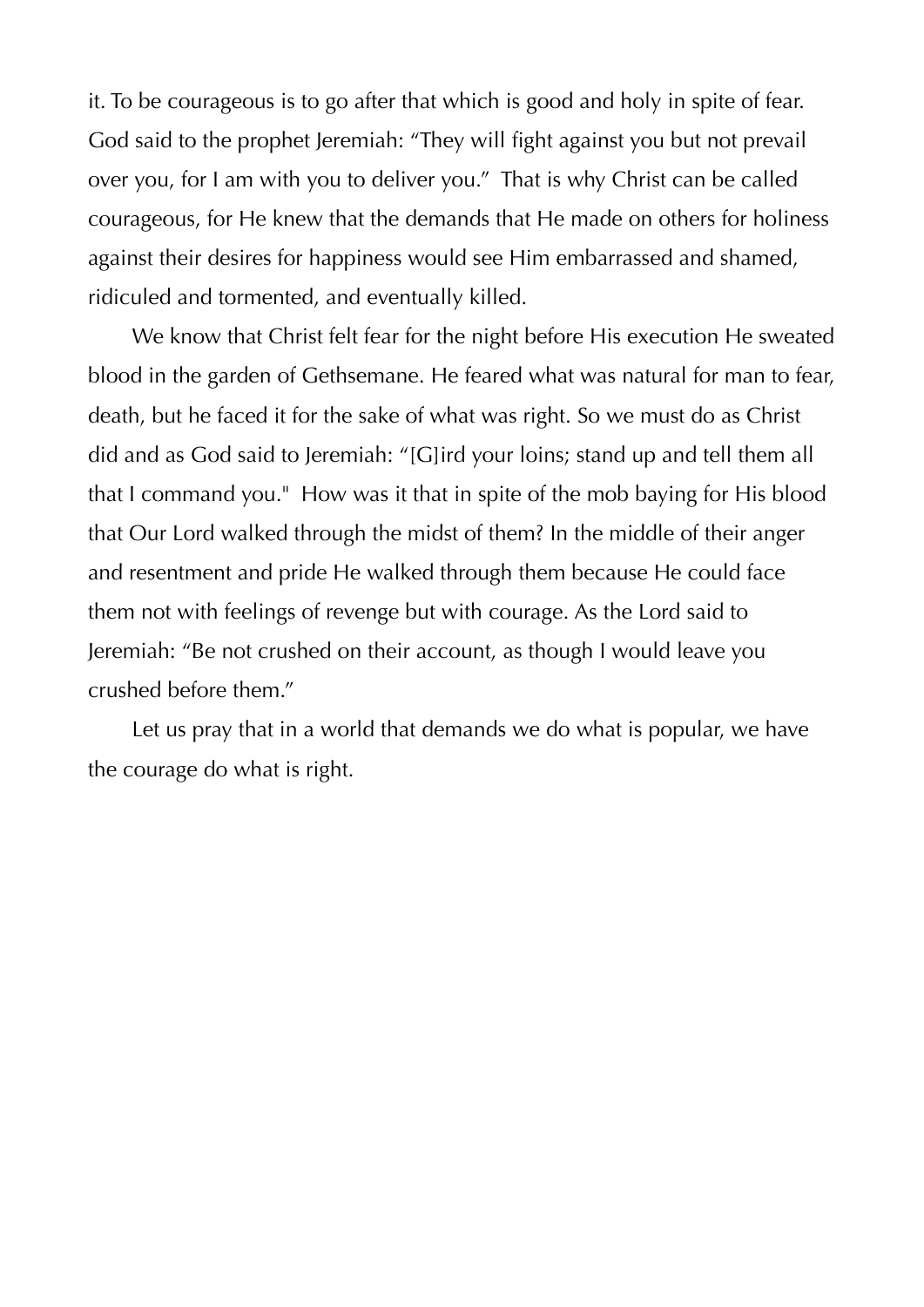it. To be courageous is to go after that which is good and holy in spite of fear. God said to the prophet Jeremiah: "They will fight against you but not prevail over you, for I am with you to deliver you." That is why Christ can be called courageous, for He knew that the demands that He made on others for holiness against their desires for happiness would see Him embarrassed and shamed, ridiculed and tormented, and eventually killed.

We know that Christ felt fear for the night before His execution He sweated blood in the garden of Gethsemane. He feared what was natural for man to fear, death, but he faced it for the sake of what was right. So we must do as Christ did and as God said to Jeremiah: "[G]ird your loins; stand up and tell them all that I command you." How was it that in spite of the mob baying for His blood that Our Lord walked through the midst of them? In the middle of their anger and resentment and pride He walked through them because He could face them not with feelings of revenge but with courage. As the Lord said to Jeremiah: "Be not crushed on their account, as though I would leave you crushed before them."

Let us pray that in a world that demands we do what is popular, we have the courage do what is right.